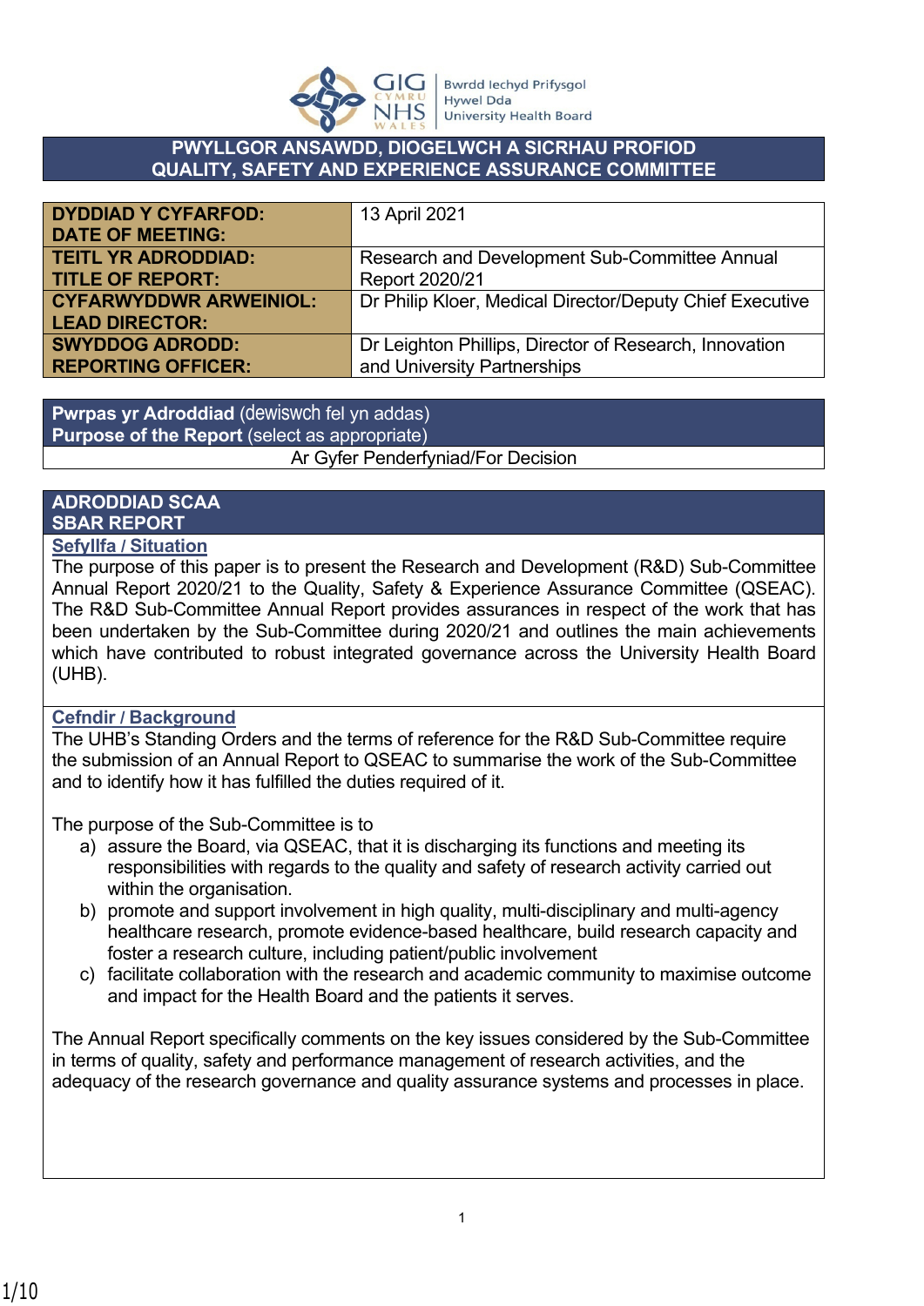Bwrdd Iechyd Prifysgol Hywel Dda University Health Board

# PWYLLGOR ANSAWDD, DIOGELWCH A SICRHAU PROFIOD
# QUALITY, SAFETY AND EXPERIENCE ASSURANCE COMMITTEE

| | |
|---|---|
| **DYDDIAD Y CYFARFOD: DATE OF MEETING:** | 13 April 2021 |
| **TEITL YR ADRODDIAD: TITLE OF REPORT:** | Research and Development Sub-Committee Annual Report 2020/21 |
| **CYFARWYDDWR ARWEINIOL: LEAD DIRECTOR:** | Dr Philip Kloer, Medical Director/Deputy Chief Executive |
| **SWYDDOG ADRODD: REPORTING OFFICER:** | Dr Leighton Phillips, Director of Research, Innovation and University Partnerships |

**Pwrpas yr Adroddiad** (dewiswch fel yn addas)
**Purpose of the Report** (select as appropriate)

Ar Gyfer Penderfyniad/For Decision

## ADRODDIAD SCAA
## SBAR REPORT

### Sefyllfa / Situation

The purpose of this paper is to present the Research and Development (R&D) Sub-Committee Annual Report 2020/21 to the Quality, Safety & Experience Assurance Committee (QSEAC). The R&D Sub-Committee Annual Report provides assurances in respect of the work that has been undertaken by the Sub-Committee during 2020/21 and outlines the main achievements which have contributed to robust integrated governance across the University Health Board (UHB).

### Cefndir / Background

The UHB's Standing Orders and the terms of reference for the R&D Sub-Committee require the submission of an Annual Report to QSEAC to summarise the work of the Sub-Committee and to identify how it has fulfilled the duties required of it.

The purpose of the Sub-Committee is to

a) assure the Board, via QSEAC, that it is discharging its functions and meeting its responsibilities with regards to the quality and safety of research activity carried out within the organisation.
b) promote and support involvement in high quality, multi-disciplinary and multi-agency healthcare research, promote evidence-based healthcare, build research capacity and foster a research culture, including patient/public involvement
c) facilitate collaboration with the research and academic community to maximise outcome and impact for the Health Board and the patients it serves.

The Annual Report specifically comments on the key issues considered by the Sub-Committee in terms of quality, safety and performance management of research activities, and the adequacy of the research governance and quality assurance systems and processes in place.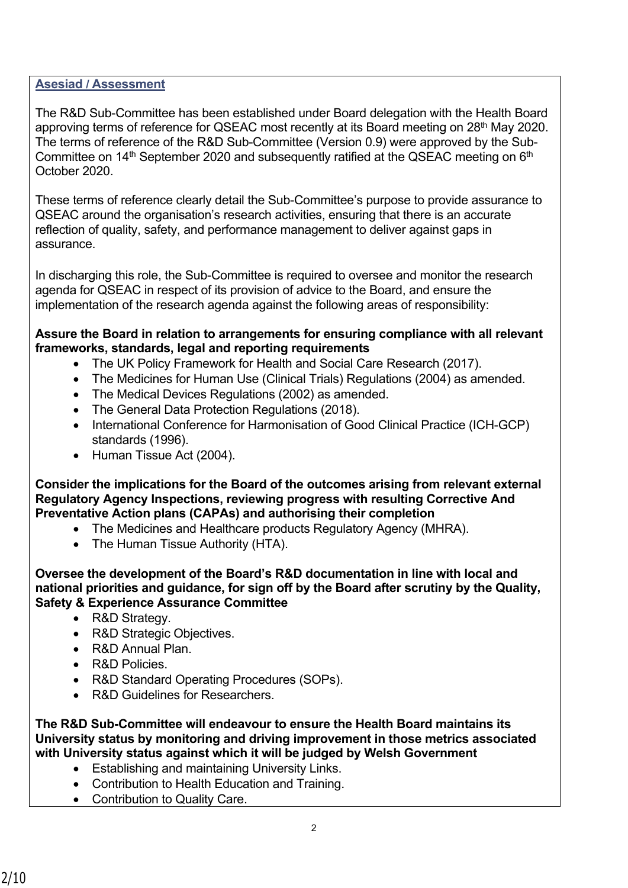## Asesiad / Assessment

The R&D Sub-Committee has been established under Board delegation with the Health Board approving terms of reference for QSEAC most recently at its Board meeting on 28th May 2020. The terms of reference of the R&D Sub-Committee (Version 0.9) were approved by the Sub-Committee on 14th September 2020 and subsequently ratified at the QSEAC meeting on 6th October 2020.

These terms of reference clearly detail the Sub-Committee's purpose to provide assurance to QSEAC around the organisation's research activities, ensuring that there is an accurate reflection of quality, safety, and performance management to deliver against gaps in assurance.

In discharging this role, the Sub-Committee is required to oversee and monitor the research agenda for QSEAC in respect of its provision of advice to the Board, and ensure the implementation of the research agenda against the following areas of responsibility:

**Assure the Board in relation to arrangements for ensuring compliance with all relevant frameworks, standards, legal and reporting requirements**

- The UK Policy Framework for Health and Social Care Research (2017).
- The Medicines for Human Use (Clinical Trials) Regulations (2004) as amended.
- The Medical Devices Regulations (2002) as amended.
- The General Data Protection Regulations (2018).
- International Conference for Harmonisation of Good Clinical Practice (ICH-GCP) standards (1996).
- Human Tissue Act (2004).

**Consider the implications for the Board of the outcomes arising from relevant external Regulatory Agency Inspections, reviewing progress with resulting Corrective And Preventative Action plans (CAPAs) and authorising their completion**

- The Medicines and Healthcare products Regulatory Agency (MHRA).
- The Human Tissue Authority (HTA).

**Oversee the development of the Board's R&D documentation in line with local and national priorities and guidance, for sign off by the Board after scrutiny by the Quality, Safety & Experience Assurance Committee**

- R&D Strategy.
- R&D Strategic Objectives.
- R&D Annual Plan.
- R&D Policies.
- R&D Standard Operating Procedures (SOPs).
- R&D Guidelines for Researchers.

**The R&D Sub-Committee will endeavour to ensure the Health Board maintains its University status by monitoring and driving improvement in those metrics associated with University status against which it will be judged by Welsh Government**

- Establishing and maintaining University Links.
- Contribution to Health Education and Training.
- Contribution to Quality Care.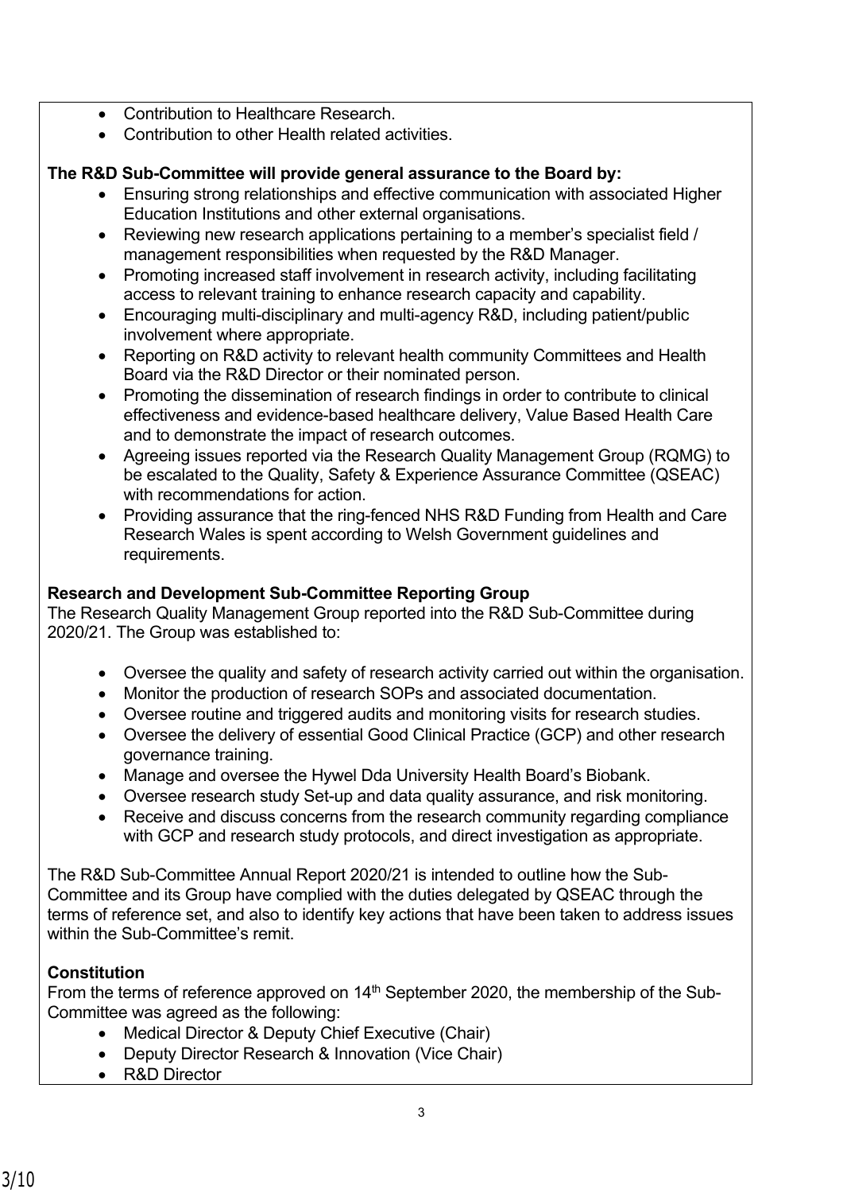- Contribution to Healthcare Research.
- Contribution to other Health related activities.

**The R&D Sub-Committee will provide general assurance to the Board by:**

- Ensuring strong relationships and effective communication with associated Higher Education Institutions and other external organisations.
- Reviewing new research applications pertaining to a member's specialist field / management responsibilities when requested by the R&D Manager.
- Promoting increased staff involvement in research activity, including facilitating access to relevant training to enhance research capacity and capability.
- Encouraging multi-disciplinary and multi-agency R&D, including patient/public involvement where appropriate.
- Reporting on R&D activity to relevant health community Committees and Health Board via the R&D Director or their nominated person.
- Promoting the dissemination of research findings in order to contribute to clinical effectiveness and evidence-based healthcare delivery, Value Based Health Care and to demonstrate the impact of research outcomes.
- Agreeing issues reported via the Research Quality Management Group (RQMG) to be escalated to the Quality, Safety & Experience Assurance Committee (QSEAC) with recommendations for action.
- Providing assurance that the ring-fenced NHS R&D Funding from Health and Care Research Wales is spent according to Welsh Government guidelines and requirements.

**Research and Development Sub-Committee Reporting Group**

The Research Quality Management Group reported into the R&D Sub-Committee during 2020/21. The Group was established to:

- Oversee the quality and safety of research activity carried out within the organisation.
- Monitor the production of research SOPs and associated documentation.
- Oversee routine and triggered audits and monitoring visits for research studies.
- Oversee the delivery of essential Good Clinical Practice (GCP) and other research governance training.
- Manage and oversee the Hywel Dda University Health Board's Biobank.
- Oversee research study Set-up and data quality assurance, and risk monitoring.
- Receive and discuss concerns from the research community regarding compliance with GCP and research study protocols, and direct investigation as appropriate.

The R&D Sub-Committee Annual Report 2020/21 is intended to outline how the Sub-Committee and its Group have complied with the duties delegated by QSEAC through the terms of reference set, and also to identify key actions that have been taken to address issues within the Sub-Committee's remit.

**Constitution**

From the terms of reference approved on 14th September 2020, the membership of the Sub-Committee was agreed as the following:

- Medical Director & Deputy Chief Executive (Chair)
- Deputy Director Research & Innovation (Vice Chair)
- R&D Director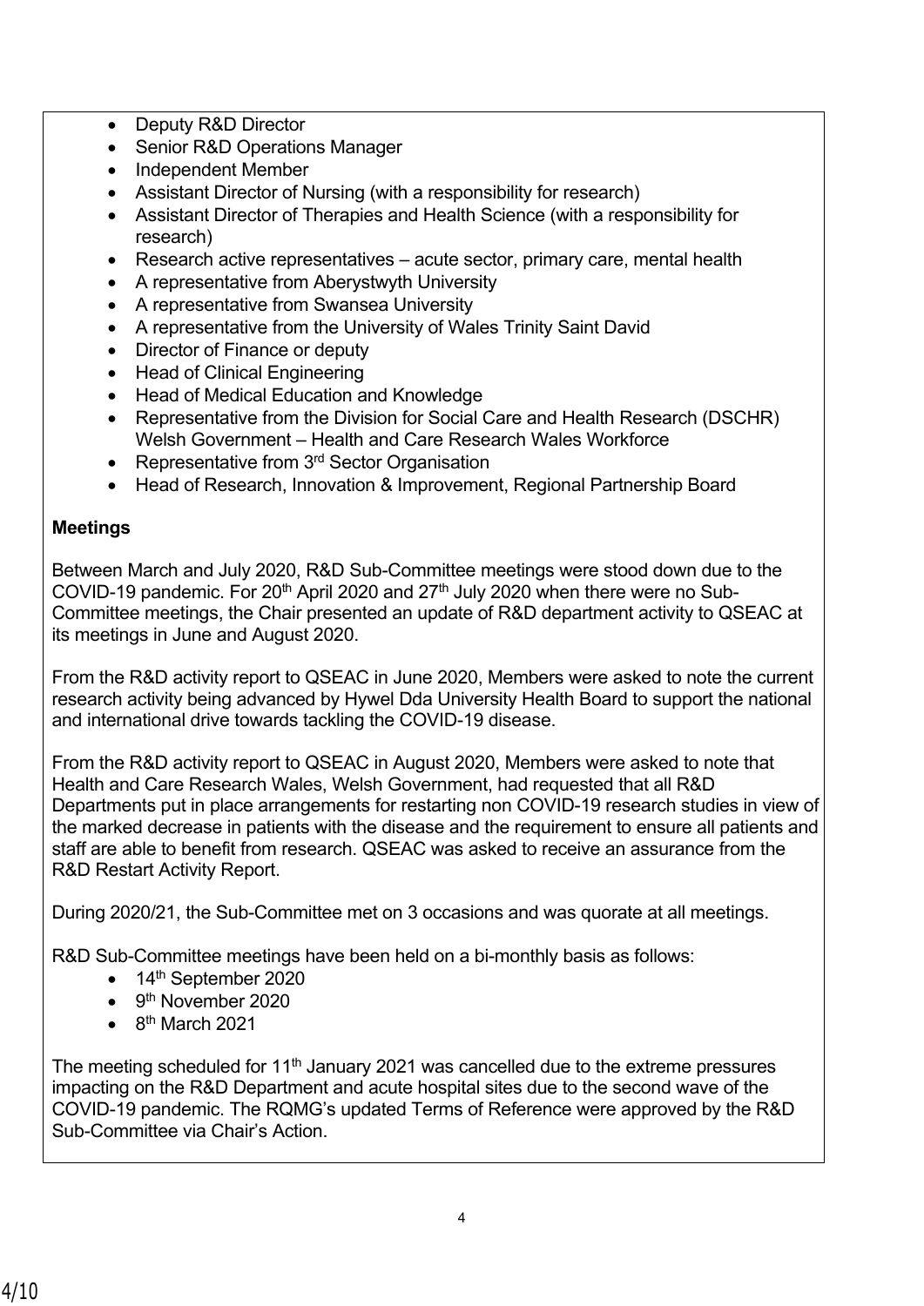- Deputy R&D Director
- Senior R&D Operations Manager
- Independent Member
- Assistant Director of Nursing (with a responsibility for research)
- Assistant Director of Therapies and Health Science (with a responsibility for research)
- Research active representatives – acute sector, primary care, mental health
- A representative from Aberystwyth University
- A representative from Swansea University
- A representative from the University of Wales Trinity Saint David
- Director of Finance or deputy
- Head of Clinical Engineering
- Head of Medical Education and Knowledge
- Representative from the Division for Social Care and Health Research (DSCHR) Welsh Government – Health and Care Research Wales Workforce
- Representative from 3rd Sector Organisation
- Head of Research, Innovation & Improvement, Regional Partnership Board

**Meetings**

Between March and July 2020, R&D Sub-Committee meetings were stood down due to the COVID-19 pandemic. For 20th April 2020 and 27th July 2020 when there were no Sub-Committee meetings, the Chair presented an update of R&D department activity to QSEAC at its meetings in June and August 2020.

From the R&D activity report to QSEAC in June 2020, Members were asked to note the current research activity being advanced by Hywel Dda University Health Board to support the national and international drive towards tackling the COVID-19 disease.

From the R&D activity report to QSEAC in August 2020, Members were asked to note that Health and Care Research Wales, Welsh Government, had requested that all R&D Departments put in place arrangements for restarting non COVID-19 research studies in view of the marked decrease in patients with the disease and the requirement to ensure all patients and staff are able to benefit from research. QSEAC was asked to receive an assurance from the R&D Restart Activity Report.

During 2020/21, the Sub-Committee met on 3 occasions and was quorate at all meetings.

R&D Sub-Committee meetings have been held on a bi-monthly basis as follows:

- 14th September 2020
- 9th November 2020
- 8th March 2021

The meeting scheduled for 11th January 2021 was cancelled due to the extreme pressures impacting on the R&D Department and acute hospital sites due to the second wave of the COVID-19 pandemic. The RQMG's updated Terms of Reference were approved by the R&D Sub-Committee via Chair's Action.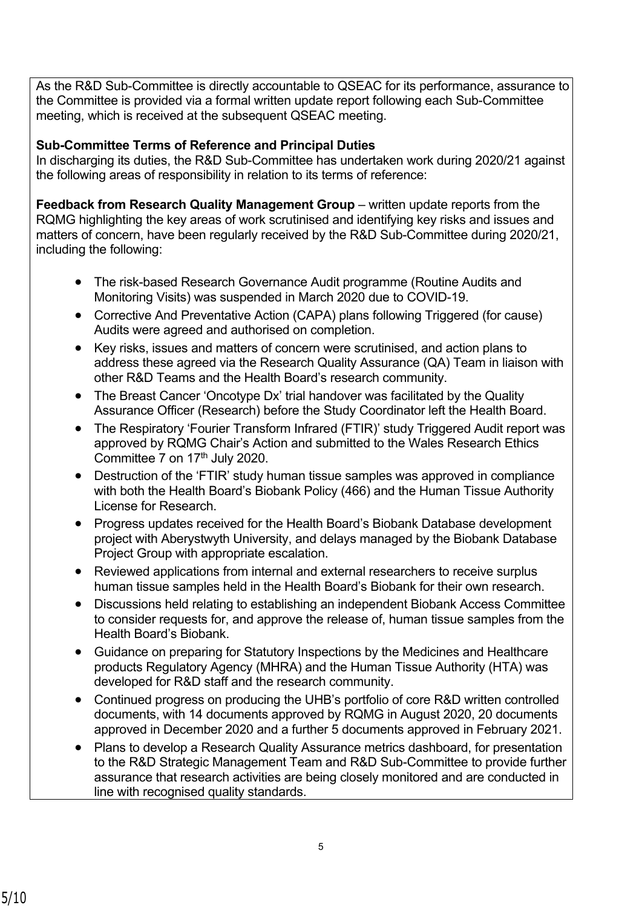As the R&D Sub-Committee is directly accountable to QSEAC for its performance, assurance to the Committee is provided via a formal written update report following each Sub-Committee meeting, which is received at the subsequent QSEAC meeting.

**Sub-Committee Terms of Reference and Principal Duties**
In discharging its duties, the R&D Sub-Committee has undertaken work during 2020/21 against the following areas of responsibility in relation to its terms of reference:

**Feedback from Research Quality Management Group** – written update reports from the RQMG highlighting the key areas of work scrutinised and identifying key risks and issues and matters of concern, have been regularly received by the R&D Sub-Committee during 2020/21, including the following:

- The risk-based Research Governance Audit programme (Routine Audits and Monitoring Visits) was suspended in March 2020 due to COVID-19.
- Corrective And Preventative Action (CAPA) plans following Triggered (for cause) Audits were agreed and authorised on completion.
- Key risks, issues and matters of concern were scrutinised, and action plans to address these agreed via the Research Quality Assurance (QA) Team in liaison with other R&D Teams and the Health Board's research community.
- The Breast Cancer 'Oncotype Dx' trial handover was facilitated by the Quality Assurance Officer (Research) before the Study Coordinator left the Health Board.
- The Respiratory 'Fourier Transform Infrared (FTIR)' study Triggered Audit report was approved by RQMG Chair's Action and submitted to the Wales Research Ethics Committee 7 on 17th July 2020.
- Destruction of the 'FTIR' study human tissue samples was approved in compliance with both the Health Board's Biobank Policy (466) and the Human Tissue Authority License for Research.
- Progress updates received for the Health Board's Biobank Database development project with Aberystwyth University, and delays managed by the Biobank Database Project Group with appropriate escalation.
- Reviewed applications from internal and external researchers to receive surplus human tissue samples held in the Health Board's Biobank for their own research.
- Discussions held relating to establishing an independent Biobank Access Committee to consider requests for, and approve the release of, human tissue samples from the Health Board's Biobank.
- Guidance on preparing for Statutory Inspections by the Medicines and Healthcare products Regulatory Agency (MHRA) and the Human Tissue Authority (HTA) was developed for R&D staff and the research community.
- Continued progress on producing the UHB's portfolio of core R&D written controlled documents, with 14 documents approved by RQMG in August 2020, 20 documents approved in December 2020 and a further 5 documents approved in February 2021.
- Plans to develop a Research Quality Assurance metrics dashboard, for presentation to the R&D Strategic Management Team and R&D Sub-Committee to provide further assurance that research activities are being closely monitored and are conducted in line with recognised quality standards.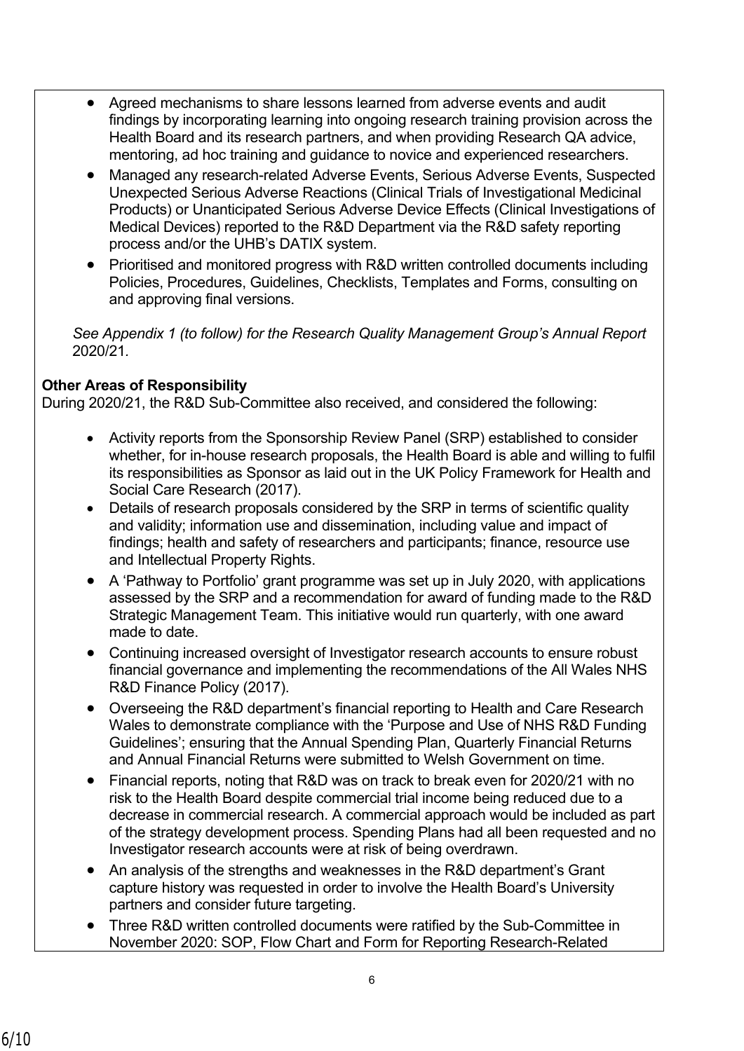- Agreed mechanisms to share lessons learned from adverse events and audit findings by incorporating learning into ongoing research training provision across the Health Board and its research partners, and when providing Research QA advice, mentoring, ad hoc training and guidance to novice and experienced researchers.
- Managed any research-related Adverse Events, Serious Adverse Events, Suspected Unexpected Serious Adverse Reactions (Clinical Trials of Investigational Medicinal Products) or Unanticipated Serious Adverse Device Effects (Clinical Investigations of Medical Devices) reported to the R&D Department via the R&D safety reporting process and/or the UHB's DATIX system.
- Prioritised and monitored progress with R&D written controlled documents including Policies, Procedures, Guidelines, Checklists, Templates and Forms, consulting on and approving final versions.

*See Appendix 1 (to follow) for the Research Quality Management Group's Annual Report* 2020/21.

**Other Areas of Responsibility**

During 2020/21, the R&D Sub-Committee also received, and considered the following:

- Activity reports from the Sponsorship Review Panel (SRP) established to consider whether, for in-house research proposals, the Health Board is able and willing to fulfil its responsibilities as Sponsor as laid out in the UK Policy Framework for Health and Social Care Research (2017).
- Details of research proposals considered by the SRP in terms of scientific quality and validity; information use and dissemination, including value and impact of findings; health and safety of researchers and participants; finance, resource use and Intellectual Property Rights.
- A 'Pathway to Portfolio' grant programme was set up in July 2020, with applications assessed by the SRP and a recommendation for award of funding made to the R&D Strategic Management Team. This initiative would run quarterly, with one award made to date.
- Continuing increased oversight of Investigator research accounts to ensure robust financial governance and implementing the recommendations of the All Wales NHS R&D Finance Policy (2017).
- Overseeing the R&D department's financial reporting to Health and Care Research Wales to demonstrate compliance with the 'Purpose and Use of NHS R&D Funding Guidelines'; ensuring that the Annual Spending Plan, Quarterly Financial Returns and Annual Financial Returns were submitted to Welsh Government on time.
- Financial reports, noting that R&D was on track to break even for 2020/21 with no risk to the Health Board despite commercial trial income being reduced due to a decrease in commercial research. A commercial approach would be included as part of the strategy development process. Spending Plans had all been requested and no Investigator research accounts were at risk of being overdrawn.
- An analysis of the strengths and weaknesses in the R&D department's Grant capture history was requested in order to involve the Health Board's University partners and consider future targeting.
- Three R&D written controlled documents were ratified by the Sub-Committee in November 2020: SOP, Flow Chart and Form for Reporting Research-Related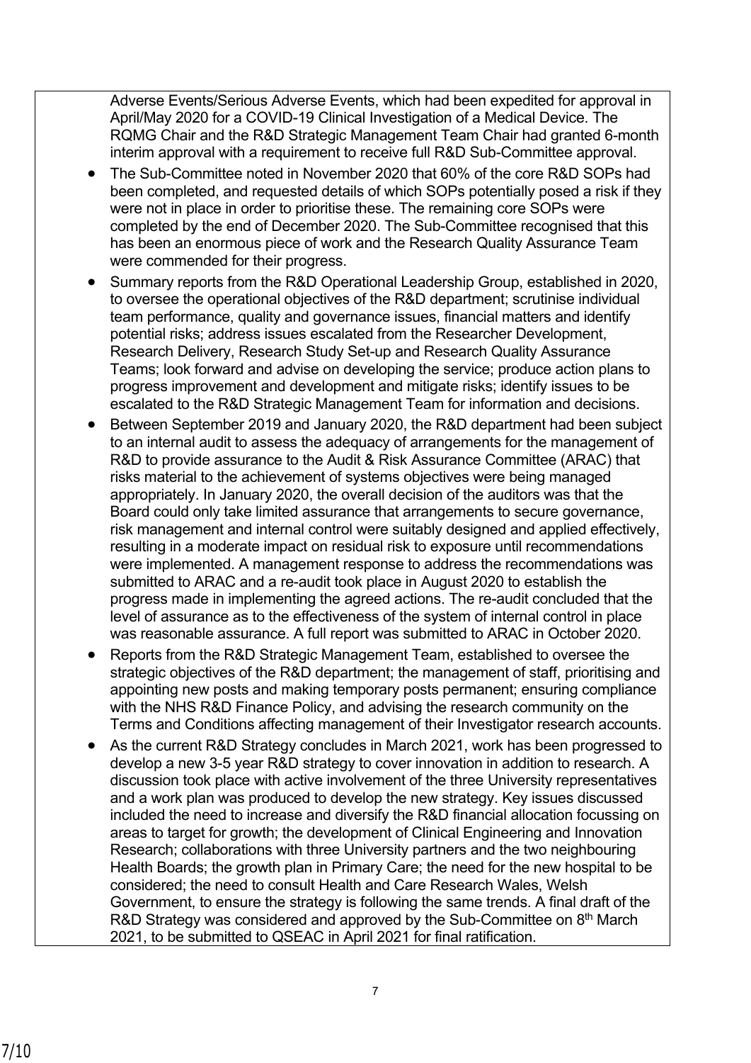Adverse Events/Serious Adverse Events, which had been expedited for approval in April/May 2020 for a COVID-19 Clinical Investigation of a Medical Device. The RQMG Chair and the R&D Strategic Management Team Chair had granted 6-month interim approval with a requirement to receive full R&D Sub-Committee approval.

- The Sub-Committee noted in November 2020 that 60% of the core R&D SOPs had been completed, and requested details of which SOPs potentially posed a risk if they were not in place in order to prioritise these. The remaining core SOPs were completed by the end of December 2020. The Sub-Committee recognised that this has been an enormous piece of work and the Research Quality Assurance Team were commended for their progress.
- Summary reports from the R&D Operational Leadership Group, established in 2020, to oversee the operational objectives of the R&D department; scrutinise individual team performance, quality and governance issues, financial matters and identify potential risks; address issues escalated from the Researcher Development, Research Delivery, Research Study Set-up and Research Quality Assurance Teams; look forward and advise on developing the service; produce action plans to progress improvement and development and mitigate risks; identify issues to be escalated to the R&D Strategic Management Team for information and decisions.
- Between September 2019 and January 2020, the R&D department had been subject to an internal audit to assess the adequacy of arrangements for the management of R&D to provide assurance to the Audit & Risk Assurance Committee (ARAC) that risks material to the achievement of systems objectives were being managed appropriately. In January 2020, the overall decision of the auditors was that the Board could only take limited assurance that arrangements to secure governance, risk management and internal control were suitably designed and applied effectively, resulting in a moderate impact on residual risk to exposure until recommendations were implemented. A management response to address the recommendations was submitted to ARAC and a re-audit took place in August 2020 to establish the progress made in implementing the agreed actions. The re-audit concluded that the level of assurance as to the effectiveness of the system of internal control in place was reasonable assurance. A full report was submitted to ARAC in October 2020.
- Reports from the R&D Strategic Management Team, established to oversee the strategic objectives of the R&D department; the management of staff, prioritising and appointing new posts and making temporary posts permanent; ensuring compliance with the NHS R&D Finance Policy, and advising the research community on the Terms and Conditions affecting management of their Investigator research accounts.
- As the current R&D Strategy concludes in March 2021, work has been progressed to develop a new 3-5 year R&D strategy to cover innovation in addition to research. A discussion took place with active involvement of the three University representatives and a work plan was produced to develop the new strategy. Key issues discussed included the need to increase and diversify the R&D financial allocation focussing on areas to target for growth; the development of Clinical Engineering and Innovation Research; collaborations with three University partners and the two neighbouring Health Boards; the growth plan in Primary Care; the need for the new hospital to be considered; the need to consult Health and Care Research Wales, Welsh Government, to ensure the strategy is following the same trends. A final draft of the R&D Strategy was considered and approved by the Sub-Committee on 8th March 2021, to be submitted to QSEAC in April 2021 for final ratification.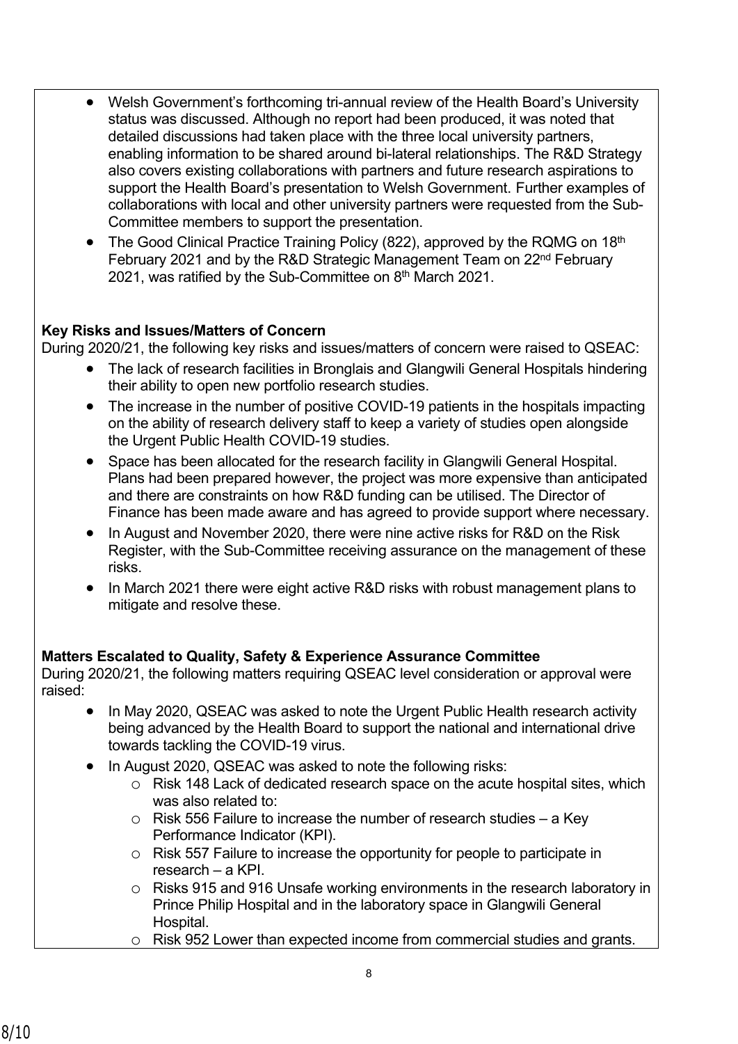- Welsh Government's forthcoming tri-annual review of the Health Board's University status was discussed. Although no report had been produced, it was noted that detailed discussions had taken place with the three local university partners, enabling information to be shared around bi-lateral relationships. The R&D Strategy also covers existing collaborations with partners and future research aspirations to support the Health Board's presentation to Welsh Government. Further examples of collaborations with local and other university partners were requested from the Sub-Committee members to support the presentation.
- The Good Clinical Practice Training Policy (822), approved by the RQMG on 18th February 2021 and by the R&D Strategic Management Team on 22nd February 2021, was ratified by the Sub-Committee on 8th March 2021.

**Key Risks and Issues/Matters of Concern**

During 2020/21, the following key risks and issues/matters of concern were raised to QSEAC:

- The lack of research facilities in Bronglais and Glangwili General Hospitals hindering their ability to open new portfolio research studies.
- The increase in the number of positive COVID-19 patients in the hospitals impacting on the ability of research delivery staff to keep a variety of studies open alongside the Urgent Public Health COVID-19 studies.
- Space has been allocated for the research facility in Glangwili General Hospital. Plans had been prepared however, the project was more expensive than anticipated and there are constraints on how R&D funding can be utilised. The Director of Finance has been made aware and has agreed to provide support where necessary.
- In August and November 2020, there were nine active risks for R&D on the Risk Register, with the Sub-Committee receiving assurance on the management of these risks.
- In March 2021 there were eight active R&D risks with robust management plans to mitigate and resolve these.

**Matters Escalated to Quality, Safety & Experience Assurance Committee**

During 2020/21, the following matters requiring QSEAC level consideration or approval were raised:

- In May 2020, QSEAC was asked to note the Urgent Public Health research activity being advanced by the Health Board to support the national and international drive towards tackling the COVID-19 virus.
- In August 2020, QSEAC was asked to note the following risks:
  - Risk 148 Lack of dedicated research space on the acute hospital sites, which was also related to:
  - Risk 556 Failure to increase the number of research studies – a Key Performance Indicator (KPI).
  - Risk 557 Failure to increase the opportunity for people to participate in research – a KPI.
  - Risks 915 and 916 Unsafe working environments in the research laboratory in Prince Philip Hospital and in the laboratory space in Glangwili General Hospital.
  - Risk 952 Lower than expected income from commercial studies and grants.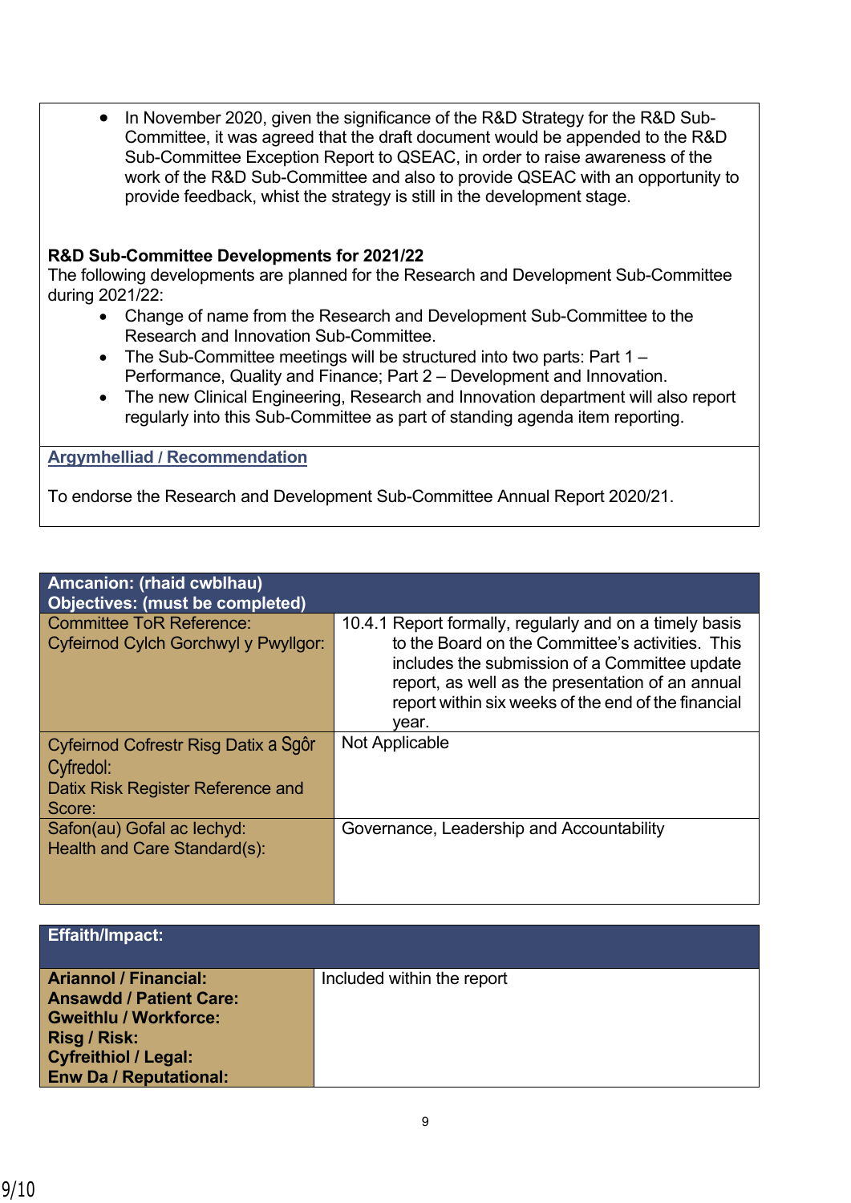- In November 2020, given the significance of the R&D Strategy for the R&D Sub-Committee, it was agreed that the draft document would be appended to the R&D Sub-Committee Exception Report to QSEAC, in order to raise awareness of the work of the R&D Sub-Committee and also to provide QSEAC with an opportunity to provide feedback, whilst the strategy is still in the development stage.

**R&D Sub-Committee Developments for 2021/22**

The following developments are planned for the Research and Development Sub-Committee during 2021/22:

- Change of name from the Research and Development Sub-Committee to the Research and Innovation Sub-Committee.
- The Sub-Committee meetings will be structured into two parts: Part 1 – Performance, Quality and Finance; Part 2 – Development and Innovation.
- The new Clinical Engineering, Research and Innovation department will also report regularly into this Sub-Committee as part of standing agenda item reporting.

**Argymhelliad / Recommendation**

To endorse the Research and Development Sub-Committee Annual Report 2020/21.

| **Amcanion: (rhaid cwblhau)**<br>**Objectives: (must be completed)** | |
|---|---|
| Committee ToR Reference:<br>Cyfeirnod Cylch Gorchwyl y Pwyllgor: | 10.4.1 Report formally, regularly and on a timely basis to the Board on the Committee's activities. This includes the submission of a Committee update report, as well as the presentation of an annual report within six weeks of the end of the financial year. |
| Cyfeirnod Cofrestr Risg Datix a Sgôr Cyfredol:<br>Datix Risk Register Reference and Score: | Not Applicable |
| Safon(au) Gofal ac Iechyd:<br>Health and Care Standard(s): | Governance, Leadership and Accountability |

| **Effaith/Impact:** | |
|---|---|
| **Ariannol / Financial:**<br>**Ansawdd / Patient Care:**<br>**Gweithlu / Workforce:**<br>**Risg / Risk:**<br>**Cyfreithiol / Legal:**<br>**Enw Da / Reputational:** | Included within the report |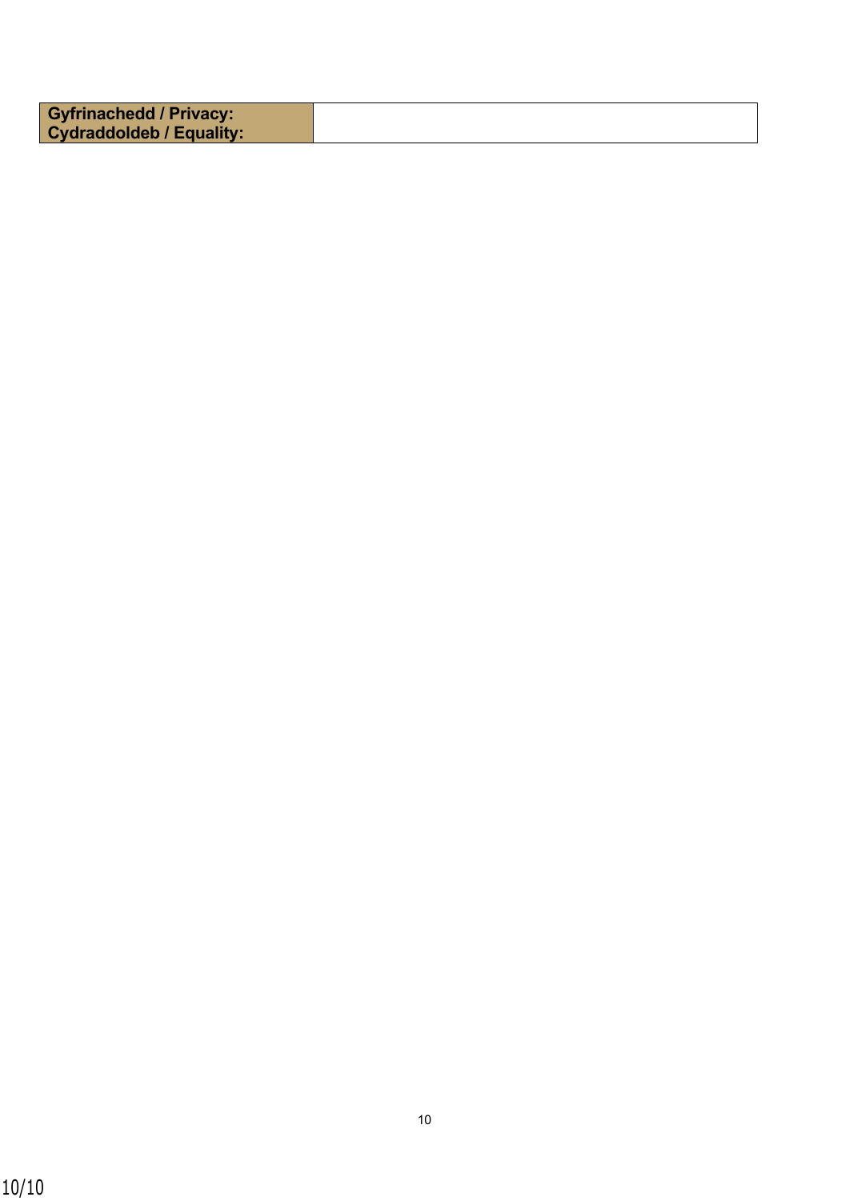| | |
|---|---|
| **Gyfrinachedd / Privacy:**<br>**Cydraddoldeb / Equality:** | |